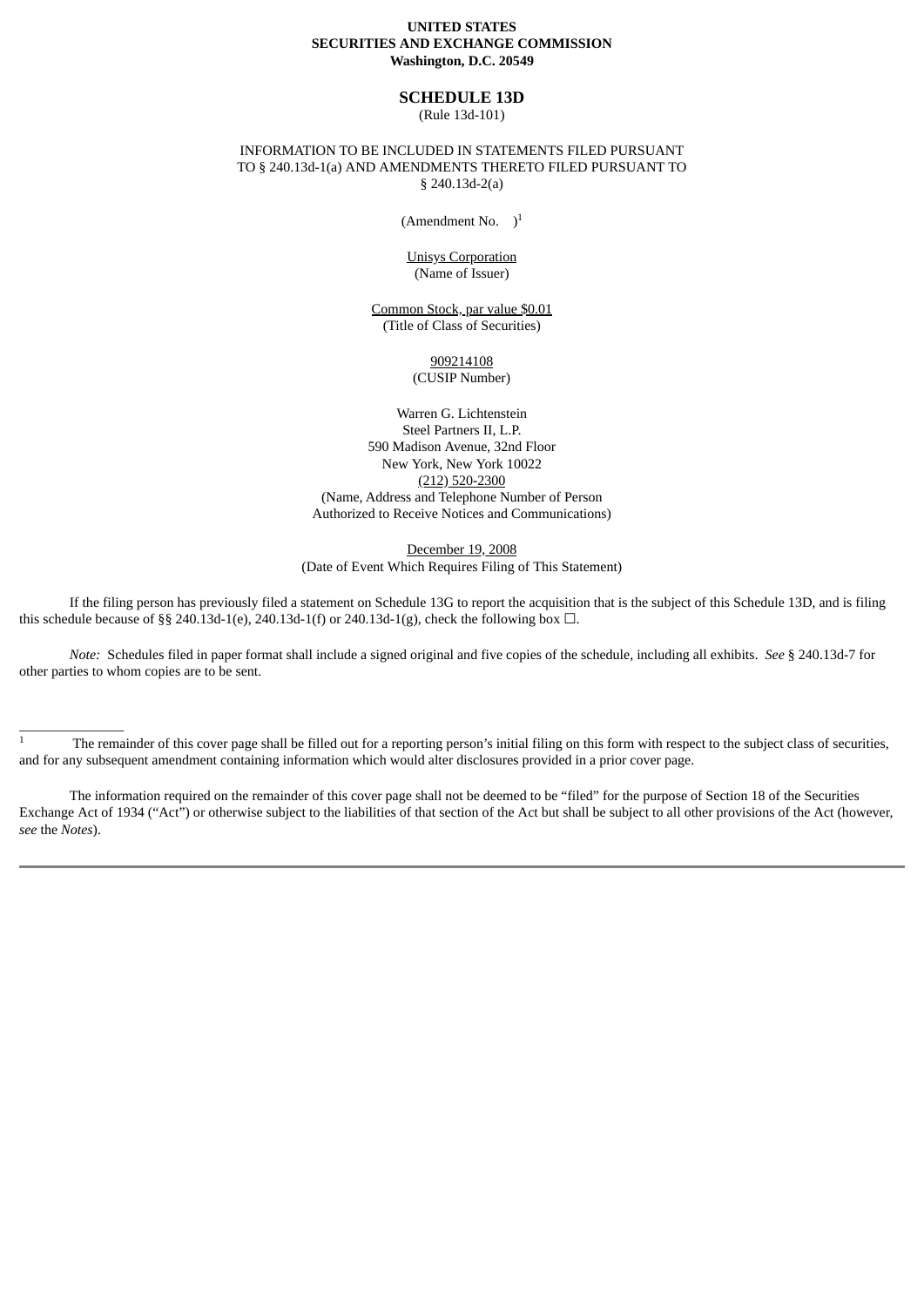**UNITED STATES**
**SECURITIES AND EXCHANGE COMMISSION**
**Washington, D.C. 20549**

# SCHEDULE 13D

(Rule 13d-101)

INFORMATION TO BE INCLUDED IN STATEMENTS FILED PURSUANT TO § 240.13d-1(a) AND AMENDMENTS THERETO FILED PURSUANT TO § 240.13d-2(a)

(Amendment No. )[1]

Unisys Corporation
(Name of Issuer)

Common Stock, par value $0.01
(Title of Class of Securities)

909214108
(CUSIP Number)

Warren G. Lichtenstein
Steel Partners II, L.P.
590 Madison Avenue, 32nd Floor
New York, New York 10022
(212) 520-2300
(Name, Address and Telephone Number of Person Authorized to Receive Notices and Communications)

December 19, 2008
(Date of Event Which Requires Filing of This Statement)

If the filing person has previously filed a statement on Schedule 13G to report the acquisition that is the subject of this Schedule 13D, and is filing this schedule because of §§ 240.13d-1(e), 240.13d-1(f) or 240.13d-1(g), check the following box ☐.

*Note:* Schedules filed in paper format shall include a signed original and five copies of the schedule, including all exhibits. *See* § 240.13d-7 for other parties to whom copies are to be sent.

---

[1] The remainder of this cover page shall be filled out for a reporting person's initial filing on this form with respect to the subject class of securities, and for any subsequent amendment containing information which would alter disclosures provided in a prior cover page.

The information required on the remainder of this cover page shall not be deemed to be "filed" for the purpose of Section 18 of the Securities Exchange Act of 1934 ("Act") or otherwise subject to the liabilities of that section of the Act but shall be subject to all other provisions of the Act (however, *see* the *Notes*).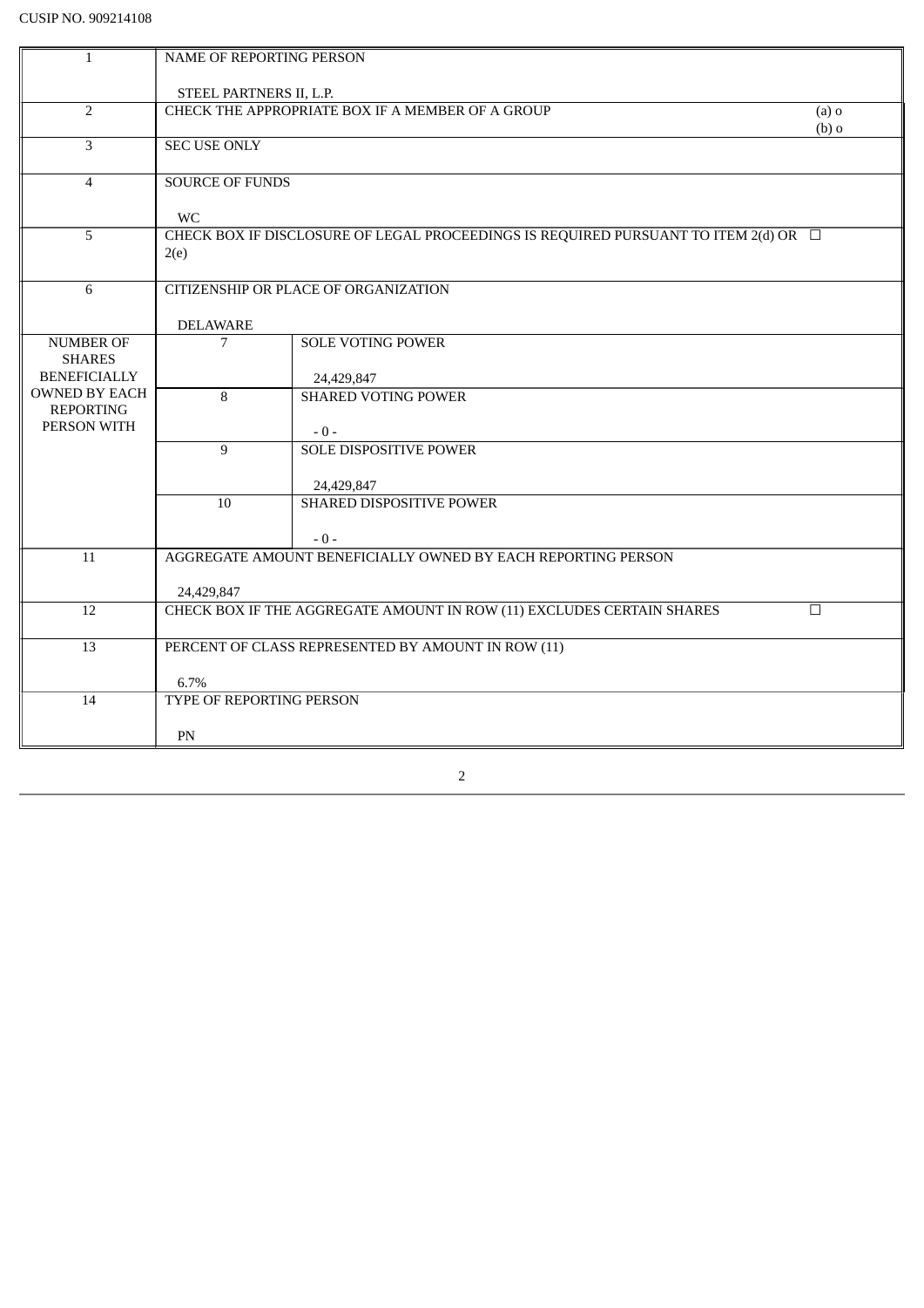CUSIP NO. 909214108

| | | | |
|---|---|---|---|
| 1 | NAME OF REPORTING PERSON<br><br>STEEL PARTNERS II, L.P. | | |
| 2 | CHECK THE APPROPRIATE BOX IF A MEMBER OF A GROUP | | (a) o<br>(b) o |
| 3 | SEC USE ONLY | | |
| 4 | SOURCE OF FUNDS<br><br>WC | | |
| 5 | CHECK BOX IF DISCLOSURE OF LEGAL PROCEEDINGS IS REQUIRED PURSUANT TO ITEM 2(d) OR 2(e) | | ☐ |
| 6 | CITIZENSHIP OR PLACE OF ORGANIZATION<br><br>DELAWARE | | |
| NUMBER OF SHARES BENEFICIALLY OWNED BY EACH REPORTING PERSON WITH | 7 | SOLE VOTING POWER<br><br>24,429,847 | |
| | 8 | SHARED VOTING POWER<br><br>- 0 - | |
| | 9 | SOLE DISPOSITIVE POWER<br><br>24,429,847 | |
| | 10 | SHARED DISPOSITIVE POWER<br><br>- 0 - | |
| 11 | AGGREGATE AMOUNT BENEFICIALLY OWNED BY EACH REPORTING PERSON<br><br>24,429,847 | | |
| 12 | CHECK BOX IF THE AGGREGATE AMOUNT IN ROW (11) EXCLUDES CERTAIN SHARES | | ☐ |
| 13 | PERCENT OF CLASS REPRESENTED BY AMOUNT IN ROW (11)<br><br>6.7% | | |
| 14 | TYPE OF REPORTING PERSON<br><br>PN | | |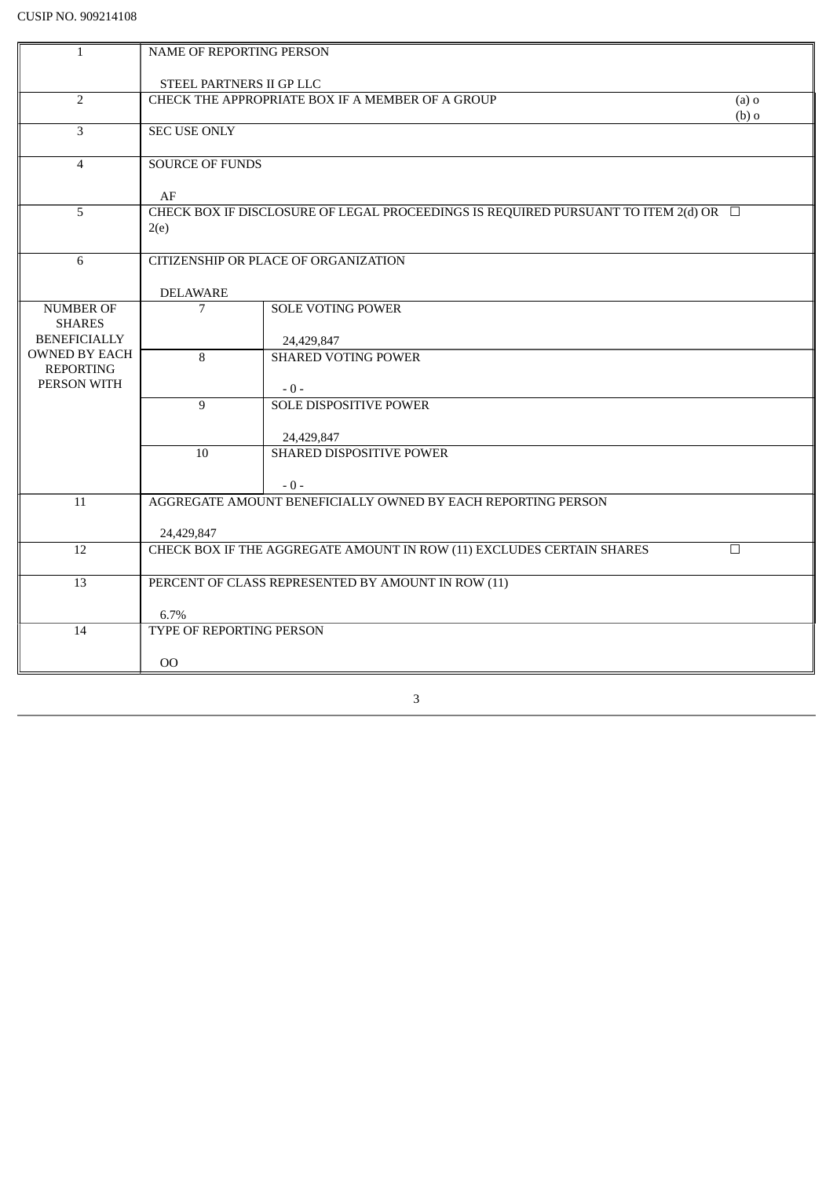CUSIP NO. 909214108

| | | | |
|---|---|---|---|
| 1 | NAME OF REPORTING PERSON<br><br>STEEL PARTNERS II GP LLC | | |
| 2 | CHECK THE APPROPRIATE BOX IF A MEMBER OF A GROUP | | (a) o<br>(b) o |
| 3 | SEC USE ONLY | | |
| 4 | SOURCE OF FUNDS<br><br>AF | | |
| 5 | CHECK BOX IF DISCLOSURE OF LEGAL PROCEEDINGS IS REQUIRED PURSUANT TO ITEM 2(d) OR 2(e) | | ☐ |
| 6 | CITIZENSHIP OR PLACE OF ORGANIZATION<br><br>DELAWARE | | |
| NUMBER OF SHARES BENEFICIALLY OWNED BY EACH REPORTING PERSON WITH | 7 | SOLE VOTING POWER<br><br>24,429,847 | |
| | 8 | SHARED VOTING POWER<br><br>- 0 - | |
| | 9 | SOLE DISPOSITIVE POWER<br><br>24,429,847 | |
| | 10 | SHARED DISPOSITIVE POWER<br><br>- 0 - | |
| 11 | AGGREGATE AMOUNT BENEFICIALLY OWNED BY EACH REPORTING PERSON<br><br>24,429,847 | | |
| 12 | CHECK BOX IF THE AGGREGATE AMOUNT IN ROW (11) EXCLUDES CERTAIN SHARES | | ☐ |
| 13 | PERCENT OF CLASS REPRESENTED BY AMOUNT IN ROW (11)<br><br>6.7% | | |
| 14 | TYPE OF REPORTING PERSON<br><br>OO | | |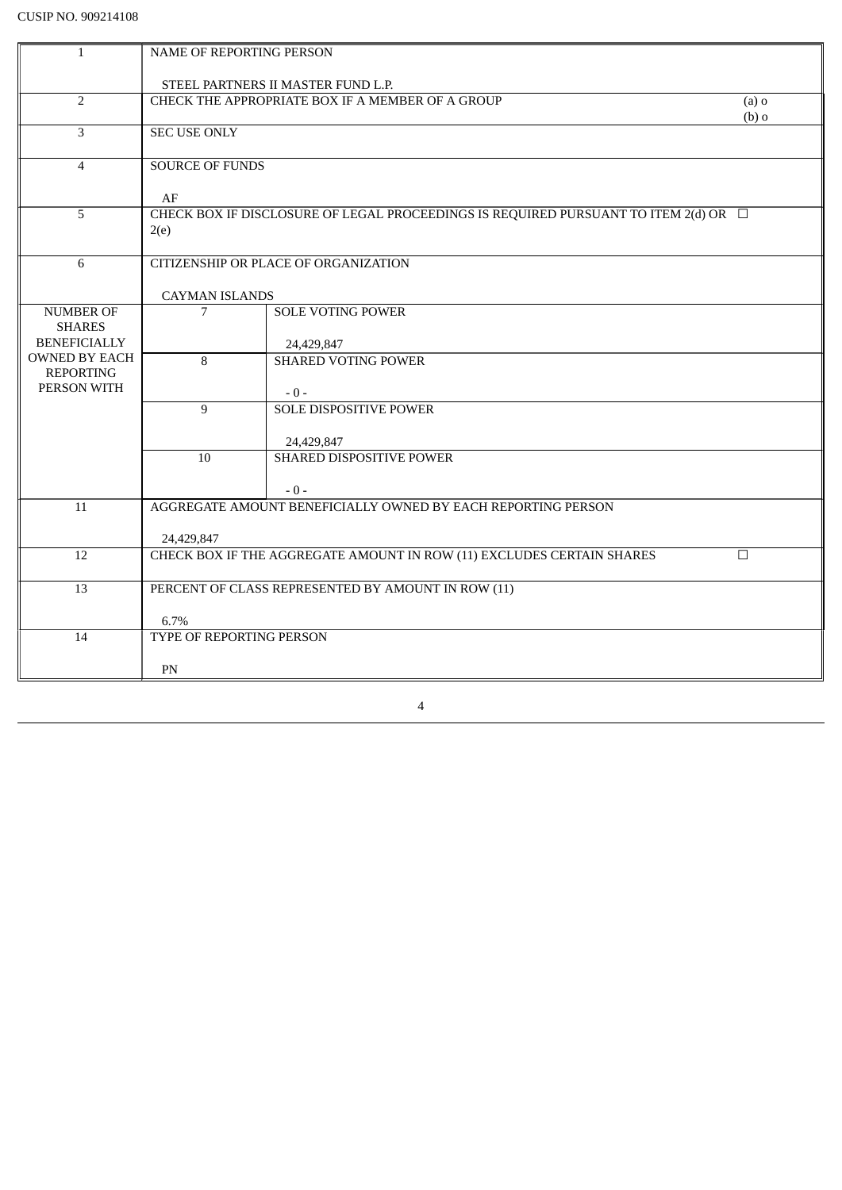CUSIP NO. 909214108

| | | | |
|---|---|---|---|
| 1 | NAME OF REPORTING PERSON<br><br>STEEL PARTNERS II MASTER FUND L.P. | | |
| 2 | CHECK THE APPROPRIATE BOX IF A MEMBER OF A GROUP | | (a) o<br>(b) o |
| 3 | SEC USE ONLY | | |
| 4 | SOURCE OF FUNDS<br><br>AF | | |
| 5 | CHECK BOX IF DISCLOSURE OF LEGAL PROCEEDINGS IS REQUIRED PURSUANT TO ITEM 2(d) OR 2(e) | | ☐ |
| 6 | CITIZENSHIP OR PLACE OF ORGANIZATION<br><br>CAYMAN ISLANDS | | |
| NUMBER OF SHARES BENEFICIALLY OWNED BY EACH REPORTING PERSON WITH | 7 | SOLE VOTING POWER<br><br>24,429,847 | |
| | 8 | SHARED VOTING POWER<br><br>- 0 - | |
| | 9 | SOLE DISPOSITIVE POWER<br><br>24,429,847 | |
| | 10 | SHARED DISPOSITIVE POWER<br><br>- 0 - | |
| 11 | AGGREGATE AMOUNT BENEFICIALLY OWNED BY EACH REPORTING PERSON<br><br>24,429,847 | | |
| 12 | CHECK BOX IF THE AGGREGATE AMOUNT IN ROW (11) EXCLUDES CERTAIN SHARES | | ☐ |
| 13 | PERCENT OF CLASS REPRESENTED BY AMOUNT IN ROW (11)<br><br>6.7% | | |
| 14 | TYPE OF REPORTING PERSON<br><br>PN | | |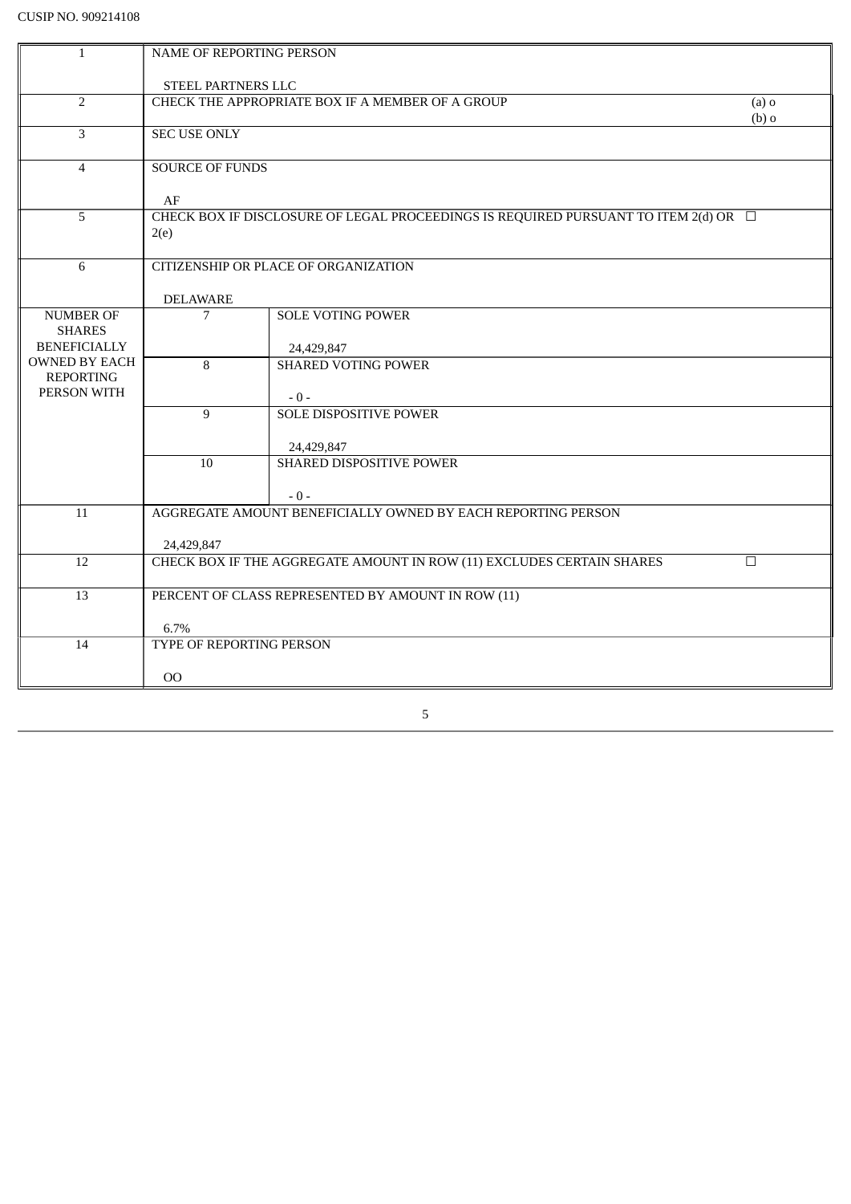CUSIP NO. 909214108

| | | | |
|---|---|---|---|
| 1 | NAME OF REPORTING PERSON<br><br>STEEL PARTNERS LLC | | |
| 2 | CHECK THE APPROPRIATE BOX IF A MEMBER OF A GROUP | | (a) o<br>(b) o |
| 3 | SEC USE ONLY | | |
| 4 | SOURCE OF FUNDS<br><br>AF | | |
| 5 | CHECK BOX IF DISCLOSURE OF LEGAL PROCEEDINGS IS REQUIRED PURSUANT TO ITEM 2(d) OR 2(e) | | ☐ |
| 6 | CITIZENSHIP OR PLACE OF ORGANIZATION<br><br>DELAWARE | | |
| NUMBER OF SHARES BENEFICIALLY OWNED BY EACH REPORTING PERSON WITH | 7 | SOLE VOTING POWER<br><br>24,429,847 | |
| | 8 | SHARED VOTING POWER<br><br>- 0 - | |
| | 9 | SOLE DISPOSITIVE POWER<br><br>24,429,847 | |
| | 10 | SHARED DISPOSITIVE POWER<br><br>- 0 - | |
| 11 | AGGREGATE AMOUNT BENEFICIALLY OWNED BY EACH REPORTING PERSON<br><br>24,429,847 | | |
| 12 | CHECK BOX IF THE AGGREGATE AMOUNT IN ROW (11) EXCLUDES CERTAIN SHARES | | ☐ |
| 13 | PERCENT OF CLASS REPRESENTED BY AMOUNT IN ROW (11)<br><br>6.7% | | |
| 14 | TYPE OF REPORTING PERSON<br><br>OO | | |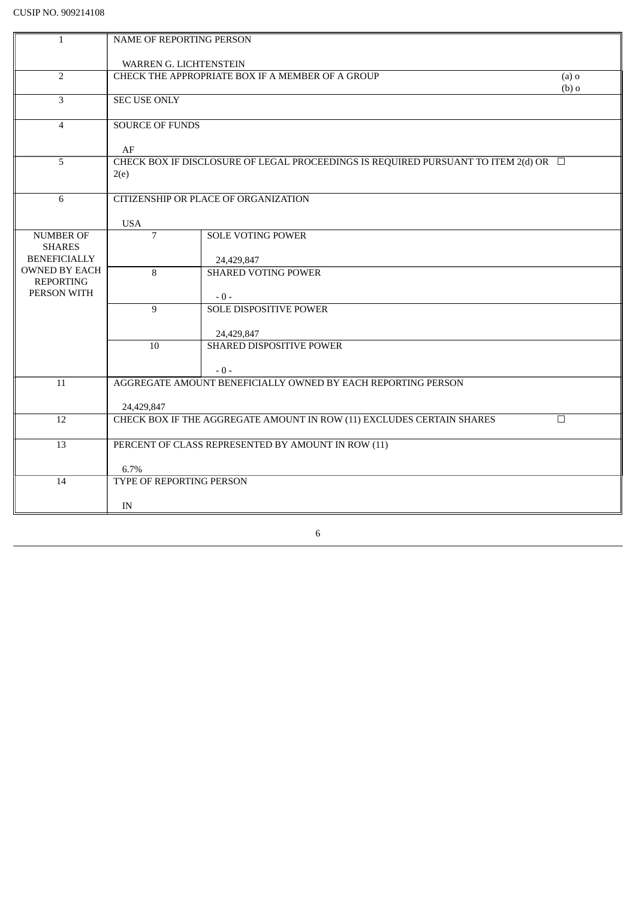CUSIP NO. 909214108

| | | | |
|---|---|---|---|
| 1 | NAME OF REPORTING PERSON<br><br>WARREN G. LICHTENSTEIN | | |
| 2 | CHECK THE APPROPRIATE BOX IF A MEMBER OF A GROUP | | (a) o<br>(b) o |
| 3 | SEC USE ONLY | | |
| 4 | SOURCE OF FUNDS<br><br>AF | | |
| 5 | CHECK BOX IF DISCLOSURE OF LEGAL PROCEEDINGS IS REQUIRED PURSUANT TO ITEM 2(d) OR 2(e) | | ☐ |
| 6 | CITIZENSHIP OR PLACE OF ORGANIZATION<br><br>USA | | |
| NUMBER OF SHARES BENEFICIALLY OWNED BY EACH REPORTING PERSON WITH | 7 | SOLE VOTING POWER<br><br>24,429,847 | |
| | 8 | SHARED VOTING POWER<br><br>- 0 - | |
| | 9 | SOLE DISPOSITIVE POWER<br><br>24,429,847 | |
| | 10 | SHARED DISPOSITIVE POWER<br><br>- 0 - | |
| 11 | AGGREGATE AMOUNT BENEFICIALLY OWNED BY EACH REPORTING PERSON<br><br>24,429,847 | | |
| 12 | CHECK BOX IF THE AGGREGATE AMOUNT IN ROW (11) EXCLUDES CERTAIN SHARES | | ☐ |
| 13 | PERCENT OF CLASS REPRESENTED BY AMOUNT IN ROW (11)<br><br>6.7% | | |
| 14 | TYPE OF REPORTING PERSON<br><br>IN | | |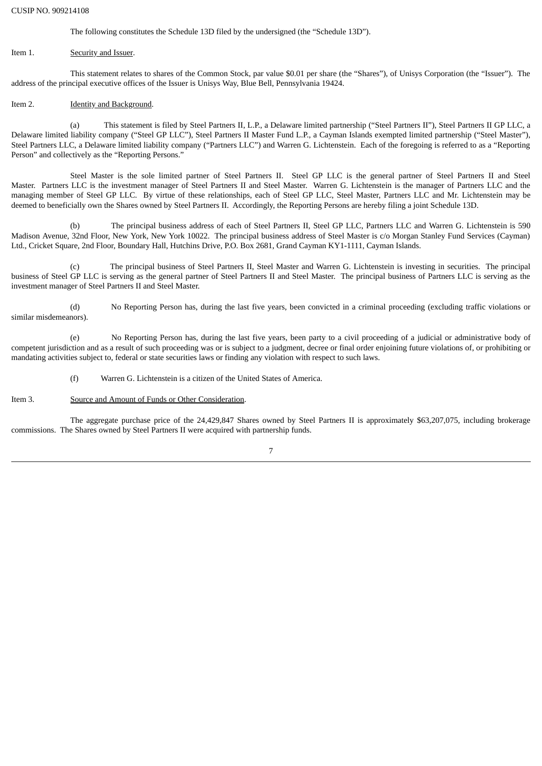CUSIP NO. 909214108

The following constitutes the Schedule 13D filed by the undersigned (the "Schedule 13D").

Item 1. Security and Issuer.

This statement relates to shares of the Common Stock, par value $0.01 per share (the "Shares"), of Unisys Corporation (the "Issuer"). The address of the principal executive offices of the Issuer is Unisys Way, Blue Bell, Pennsylvania 19424.

Item 2. Identity and Background.

(a) This statement is filed by Steel Partners II, L.P., a Delaware limited partnership ("Steel Partners II"), Steel Partners II GP LLC, a Delaware limited liability company ("Steel GP LLC"), Steel Partners II Master Fund L.P., a Cayman Islands exempted limited partnership ("Steel Master"), Steel Partners LLC, a Delaware limited liability company ("Partners LLC") and Warren G. Lichtenstein. Each of the foregoing is referred to as a "Reporting Person" and collectively as the "Reporting Persons."

Steel Master is the sole limited partner of Steel Partners II. Steel GP LLC is the general partner of Steel Partners II and Steel Master. Partners LLC is the investment manager of Steel Partners II and Steel Master. Warren G. Lichtenstein is the manager of Partners LLC and the managing member of Steel GP LLC. By virtue of these relationships, each of Steel GP LLC, Steel Master, Partners LLC and Mr. Lichtenstein may be deemed to beneficially own the Shares owned by Steel Partners II. Accordingly, the Reporting Persons are hereby filing a joint Schedule 13D.

(b) The principal business address of each of Steel Partners II, Steel GP LLC, Partners LLC and Warren G. Lichtenstein is 590 Madison Avenue, 32nd Floor, New York, New York 10022. The principal business address of Steel Master is c/o Morgan Stanley Fund Services (Cayman) Ltd., Cricket Square, 2nd Floor, Boundary Hall, Hutchins Drive, P.O. Box 2681, Grand Cayman KY1-1111, Cayman Islands.

(c) The principal business of Steel Partners II, Steel Master and Warren G. Lichtenstein is investing in securities. The principal business of Steel GP LLC is serving as the general partner of Steel Partners II and Steel Master. The principal business of Partners LLC is serving as the investment manager of Steel Partners II and Steel Master.

(d) No Reporting Person has, during the last five years, been convicted in a criminal proceeding (excluding traffic violations or similar misdemeanors).

(e) No Reporting Person has, during the last five years, been party to a civil proceeding of a judicial or administrative body of competent jurisdiction and as a result of such proceeding was or is subject to a judgment, decree or final order enjoining future violations of, or prohibiting or mandating activities subject to, federal or state securities laws or finding any violation with respect to such laws.

(f) Warren G. Lichtenstein is a citizen of the United States of America.

Item 3. Source and Amount of Funds or Other Consideration.

The aggregate purchase price of the 24,429,847 Shares owned by Steel Partners II is approximately $63,207,075, including brokerage commissions. The Shares owned by Steel Partners II were acquired with partnership funds.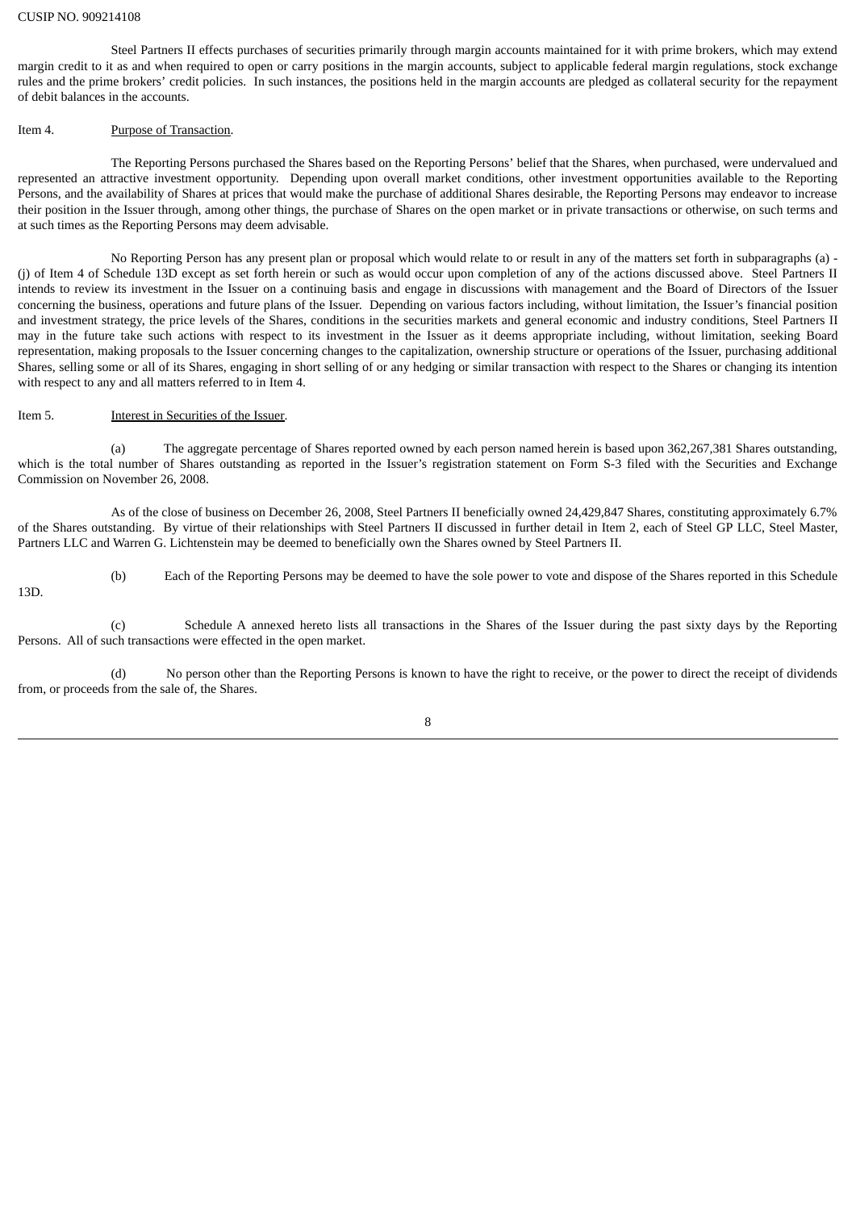Steel Partners II effects purchases of securities primarily through margin accounts maintained for it with prime brokers, which may extend margin credit to it as and when required to open or carry positions in the margin accounts, subject to applicable federal margin regulations, stock exchange rules and the prime brokers' credit policies. In such instances, the positions held in the margin accounts are pledged as collateral security for the repayment of debit balances in the accounts.

Item 4. Purpose of Transaction.

The Reporting Persons purchased the Shares based on the Reporting Persons' belief that the Shares, when purchased, were undervalued and represented an attractive investment opportunity. Depending upon overall market conditions, other investment opportunities available to the Reporting Persons, and the availability of Shares at prices that would make the purchase of additional Shares desirable, the Reporting Persons may endeavor to increase their position in the Issuer through, among other things, the purchase of Shares on the open market or in private transactions or otherwise, on such terms and at such times as the Reporting Persons may deem advisable.

No Reporting Person has any present plan or proposal which would relate to or result in any of the matters set forth in subparagraphs (a) - (j) of Item 4 of Schedule 13D except as set forth herein or such as would occur upon completion of any of the actions discussed above. Steel Partners II intends to review its investment in the Issuer on a continuing basis and engage in discussions with management and the Board of Directors of the Issuer concerning the business, operations and future plans of the Issuer. Depending on various factors including, without limitation, the Issuer's financial position and investment strategy, the price levels of the Shares, conditions in the securities markets and general economic and industry conditions, Steel Partners II may in the future take such actions with respect to its investment in the Issuer as it deems appropriate including, without limitation, seeking Board representation, making proposals to the Issuer concerning changes to the capitalization, ownership structure or operations of the Issuer, purchasing additional Shares, selling some or all of its Shares, engaging in short selling of or any hedging or similar transaction with respect to the Shares or changing its intention with respect to any and all matters referred to in Item 4.

Item 5. Interest in Securities of the Issuer.

(a) The aggregate percentage of Shares reported owned by each person named herein is based upon 362,267,381 Shares outstanding, which is the total number of Shares outstanding as reported in the Issuer's registration statement on Form S-3 filed with the Securities and Exchange Commission on November 26, 2008.

As of the close of business on December 26, 2008, Steel Partners II beneficially owned 24,429,847 Shares, constituting approximately 6.7% of the Shares outstanding. By virtue of their relationships with Steel Partners II discussed in further detail in Item 2, each of Steel GP LLC, Steel Master, Partners LLC and Warren G. Lichtenstein may be deemed to beneficially own the Shares owned by Steel Partners II.

(b) Each of the Reporting Persons may be deemed to have the sole power to vote and dispose of the Shares reported in this Schedule 13D.

(c) Schedule A annexed hereto lists all transactions in the Shares of the Issuer during the past sixty days by the Reporting Persons. All of such transactions were effected in the open market.

(d) No person other than the Reporting Persons is known to have the right to receive, or the power to direct the receipt of dividends from, or proceeds from the sale of, the Shares.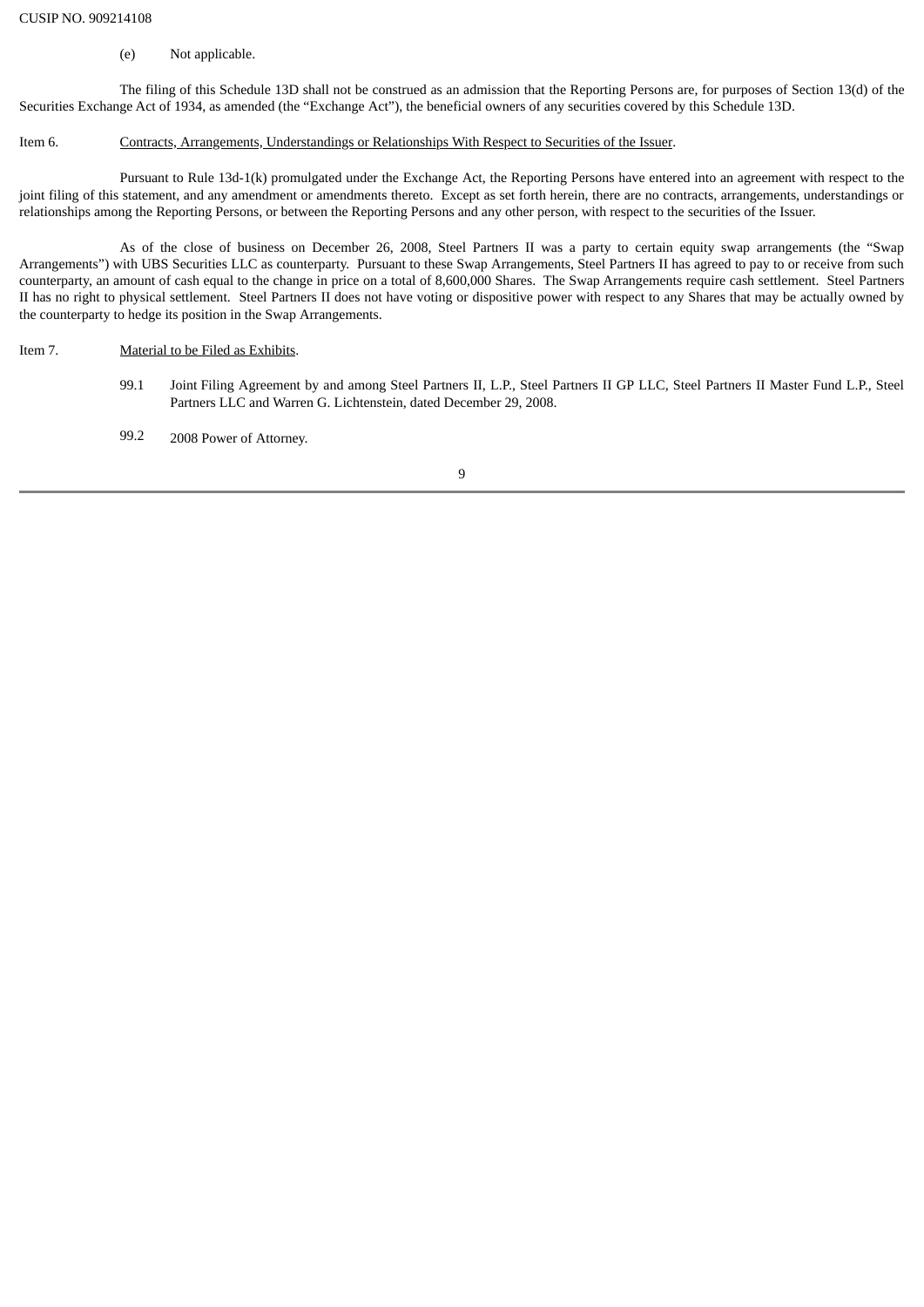(e) Not applicable.

The filing of this Schedule 13D shall not be construed as an admission that the Reporting Persons are, for purposes of Section 13(d) of the Securities Exchange Act of 1934, as amended (the "Exchange Act"), the beneficial owners of any securities covered by this Schedule 13D.

Item 6. Contracts, Arrangements, Understandings or Relationships With Respect to Securities of the Issuer.

Pursuant to Rule 13d-1(k) promulgated under the Exchange Act, the Reporting Persons have entered into an agreement with respect to the joint filing of this statement, and any amendment or amendments thereto. Except as set forth herein, there are no contracts, arrangements, understandings or relationships among the Reporting Persons, or between the Reporting Persons and any other person, with respect to the securities of the Issuer.

As of the close of business on December 26, 2008, Steel Partners II was a party to certain equity swap arrangements (the "Swap Arrangements") with UBS Securities LLC as counterparty. Pursuant to these Swap Arrangements, Steel Partners II has agreed to pay to or receive from such counterparty, an amount of cash equal to the change in price on a total of 8,600,000 Shares. The Swap Arrangements require cash settlement. Steel Partners II has no right to physical settlement. Steel Partners II does not have voting or dispositive power with respect to any Shares that may be actually owned by the counterparty to hedge its position in the Swap Arrangements.

Item 7. Material to be Filed as Exhibits.

99.1 Joint Filing Agreement by and among Steel Partners II, L.P., Steel Partners II GP LLC, Steel Partners II Master Fund L.P., Steel Partners LLC and Warren G. Lichtenstein, dated December 29, 2008.

99.2 2008 Power of Attorney.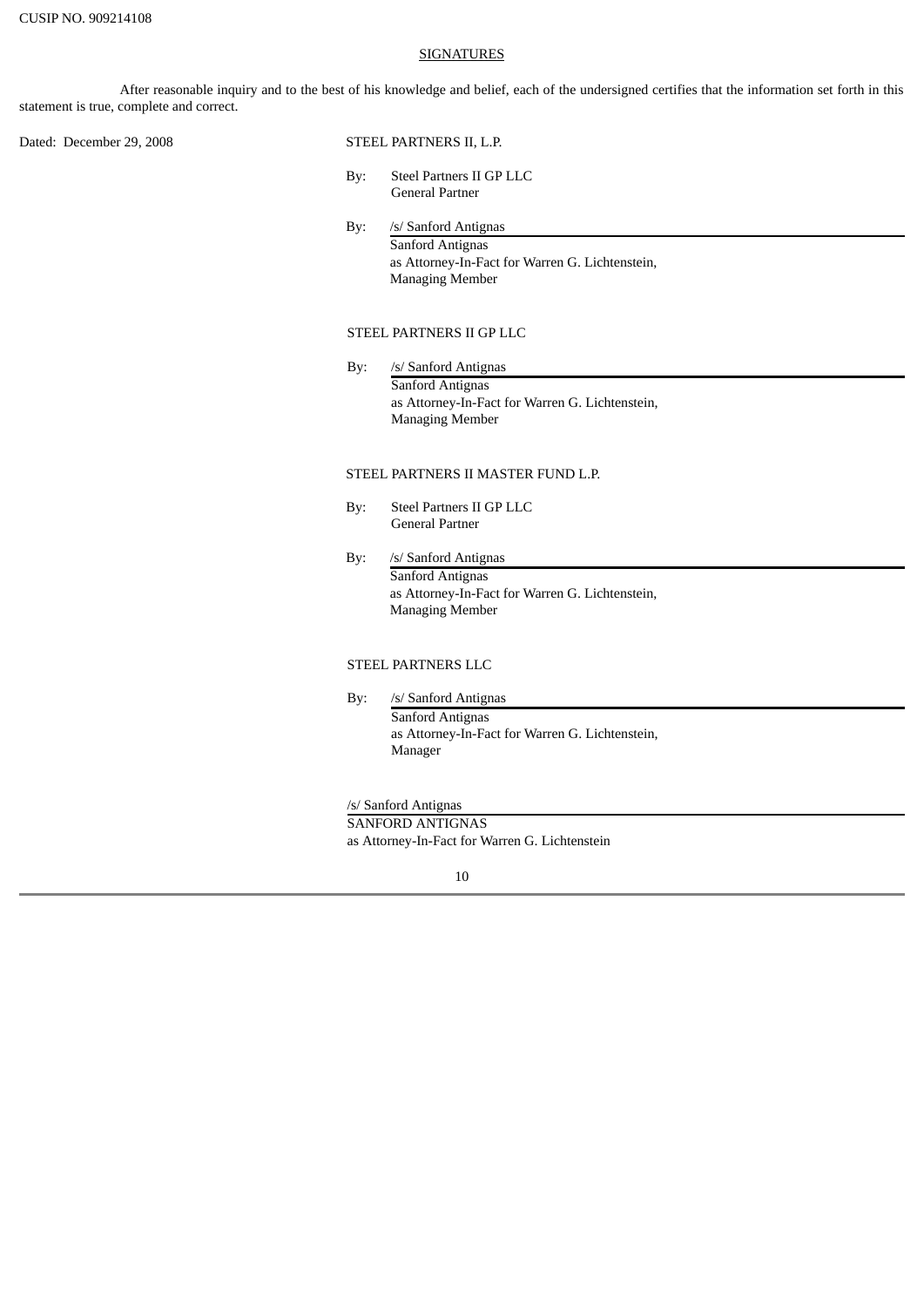CUSIP NO. 909214108

## SIGNATURES

After reasonable inquiry and to the best of his knowledge and belief, each of the undersigned certifies that the information set forth in this statement is true, complete and correct.

Dated: December 29, 2008

STEEL PARTNERS II, L.P.

By: Steel Partners II GP LLC
General Partner

By: /s/ Sanford Antignas
Sanford Antignas
as Attorney-In-Fact for Warren G. Lichtenstein,
Managing Member

STEEL PARTNERS II GP LLC

By: /s/ Sanford Antignas
Sanford Antignas
as Attorney-In-Fact for Warren G. Lichtenstein,
Managing Member

STEEL PARTNERS II MASTER FUND L.P.

By: Steel Partners II GP LLC
General Partner

By: /s/ Sanford Antignas
Sanford Antignas
as Attorney-In-Fact for Warren G. Lichtenstein,
Managing Member

STEEL PARTNERS LLC

By: /s/ Sanford Antignas
Sanford Antignas
as Attorney-In-Fact for Warren G. Lichtenstein,
Manager

/s/ Sanford Antignas
SANFORD ANTIGNAS
as Attorney-In-Fact for Warren G. Lichtenstein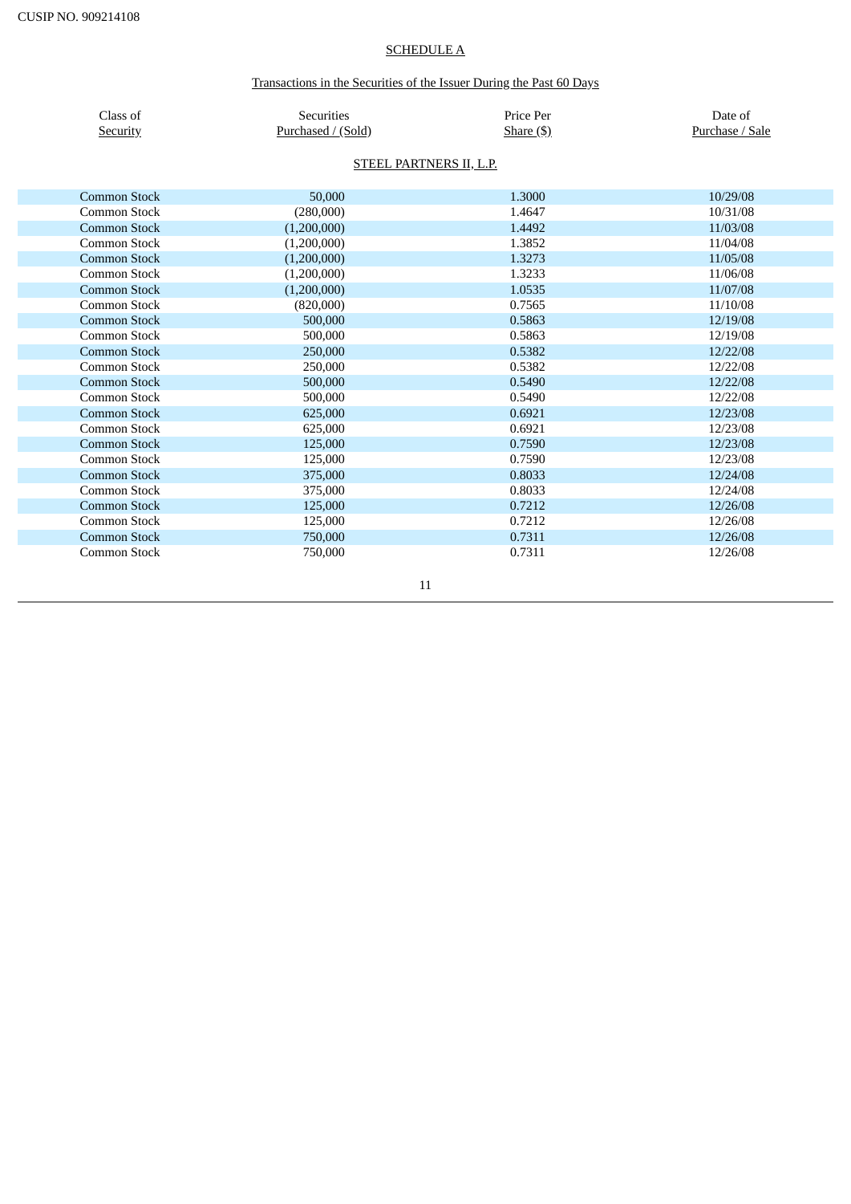CUSIP NO. 909214108

## SCHEDULE A

### Transactions in the Securities of the Issuer During the Past 60 Days

| Class of Security | Securities Purchased / (Sold) | Price Per Share ($) | Date of Purchase / Sale |
|---|---|---|---|
| | STEEL PARTNERS II, L.P. | | |
| Common Stock | 50,000 | 1.3000 | 10/29/08 |
| Common Stock | (280,000) | 1.4647 | 10/31/08 |
| Common Stock | (1,200,000) | 1.4492 | 11/03/08 |
| Common Stock | (1,200,000) | 1.3852 | 11/04/08 |
| Common Stock | (1,200,000) | 1.3273 | 11/05/08 |
| Common Stock | (1,200,000) | 1.3233 | 11/06/08 |
| Common Stock | (1,200,000) | 1.0535 | 11/07/08 |
| Common Stock | (820,000) | 0.7565 | 11/10/08 |
| Common Stock | 500,000 | 0.5863 | 12/19/08 |
| Common Stock | 500,000 | 0.5863 | 12/19/08 |
| Common Stock | 250,000 | 0.5382 | 12/22/08 |
| Common Stock | 250,000 | 0.5382 | 12/22/08 |
| Common Stock | 500,000 | 0.5490 | 12/22/08 |
| Common Stock | 500,000 | 0.5490 | 12/22/08 |
| Common Stock | 625,000 | 0.6921 | 12/23/08 |
| Common Stock | 625,000 | 0.6921 | 12/23/08 |
| Common Stock | 125,000 | 0.7590 | 12/23/08 |
| Common Stock | 125,000 | 0.7590 | 12/23/08 |
| Common Stock | 375,000 | 0.8033 | 12/24/08 |
| Common Stock | 375,000 | 0.8033 | 12/24/08 |
| Common Stock | 125,000 | 0.7212 | 12/26/08 |
| Common Stock | 125,000 | 0.7212 | 12/26/08 |
| Common Stock | 750,000 | 0.7311 | 12/26/08 |
| Common Stock | 750,000 | 0.7311 | 12/26/08 |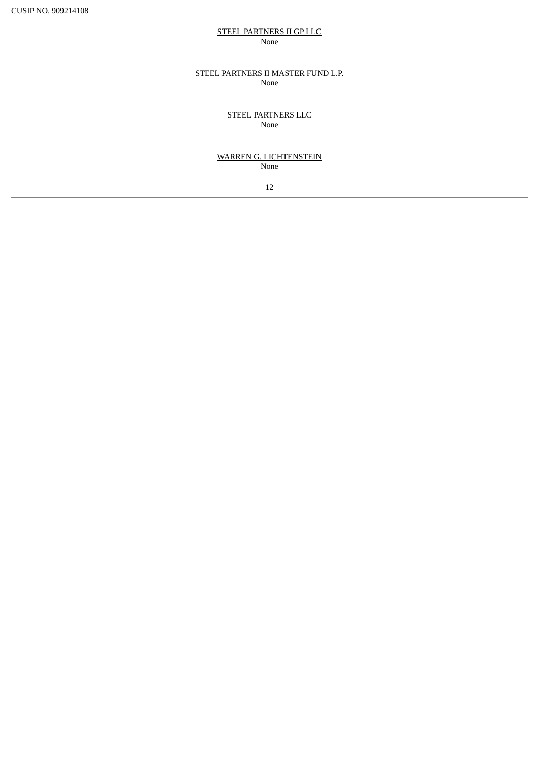<u>STEEL PARTNERS II GP LLC</u>
None

<u>STEEL PARTNERS II MASTER FUND L.P.</u>
None

<u>STEEL PARTNERS LLC</u>
None

<u>WARREN G. LICHTENSTEIN</u>
None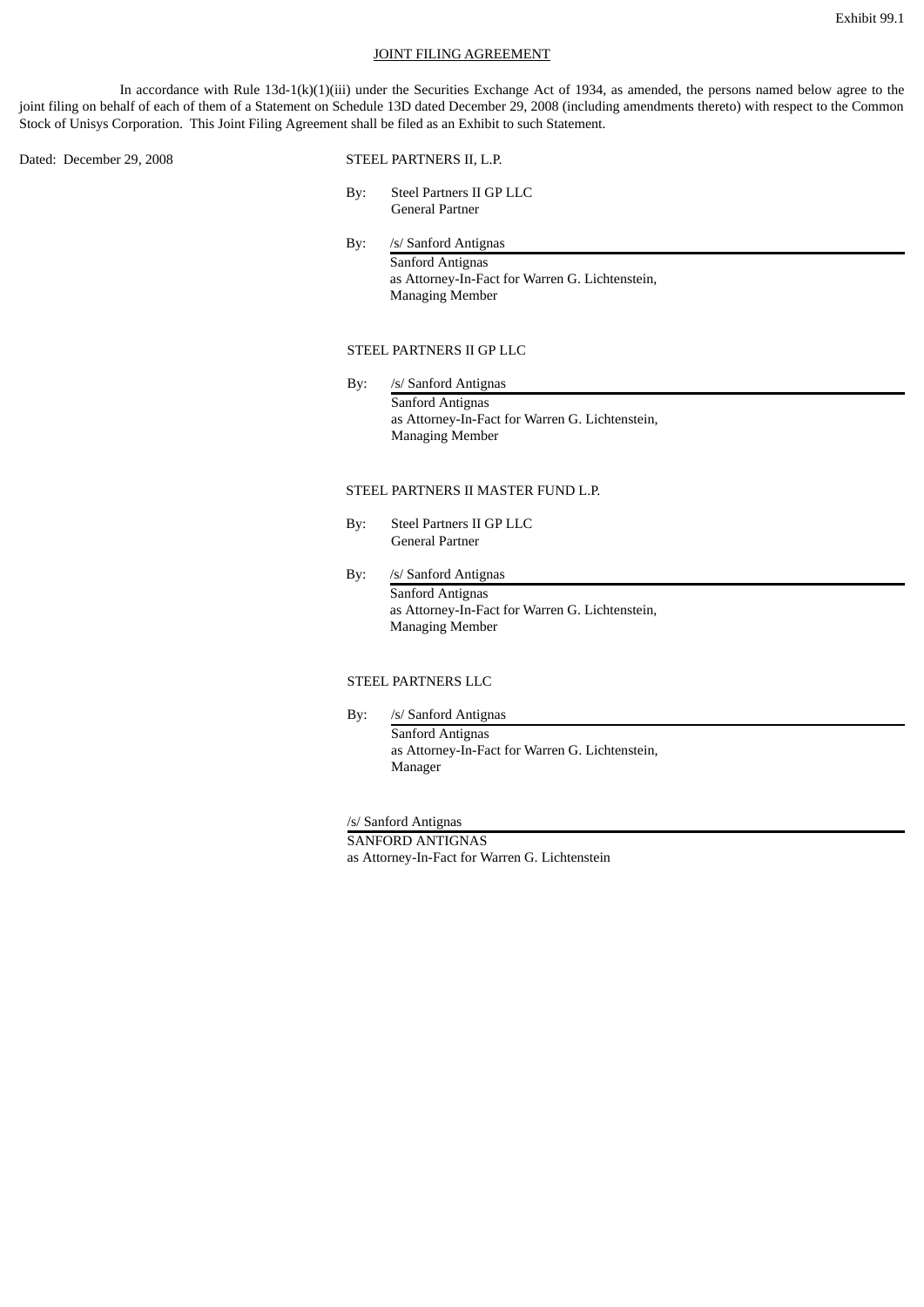Exhibit 99.1

JOINT FILING AGREEMENT

In accordance with Rule 13d-1(k)(1)(iii) under the Securities Exchange Act of 1934, as amended, the persons named below agree to the joint filing on behalf of each of them of a Statement on Schedule 13D dated December 29, 2008 (including amendments thereto) with respect to the Common Stock of Unisys Corporation. This Joint Filing Agreement shall be filed as an Exhibit to such Statement.

Dated: December 29, 2008

STEEL PARTNERS II, L.P.

By: Steel Partners II GP LLC
General Partner

By: /s/ Sanford Antignas
Sanford Antignas
as Attorney-In-Fact for Warren G. Lichtenstein,
Managing Member

STEEL PARTNERS II GP LLC

By: /s/ Sanford Antignas
Sanford Antignas
as Attorney-In-Fact for Warren G. Lichtenstein,
Managing Member

STEEL PARTNERS II MASTER FUND L.P.

By: Steel Partners II GP LLC
General Partner

By: /s/ Sanford Antignas
Sanford Antignas
as Attorney-In-Fact for Warren G. Lichtenstein,
Managing Member

STEEL PARTNERS LLC

By: /s/ Sanford Antignas
Sanford Antignas
as Attorney-In-Fact for Warren G. Lichtenstein,
Manager

/s/ Sanford Antignas
SANFORD ANTIGNAS
as Attorney-In-Fact for Warren G. Lichtenstein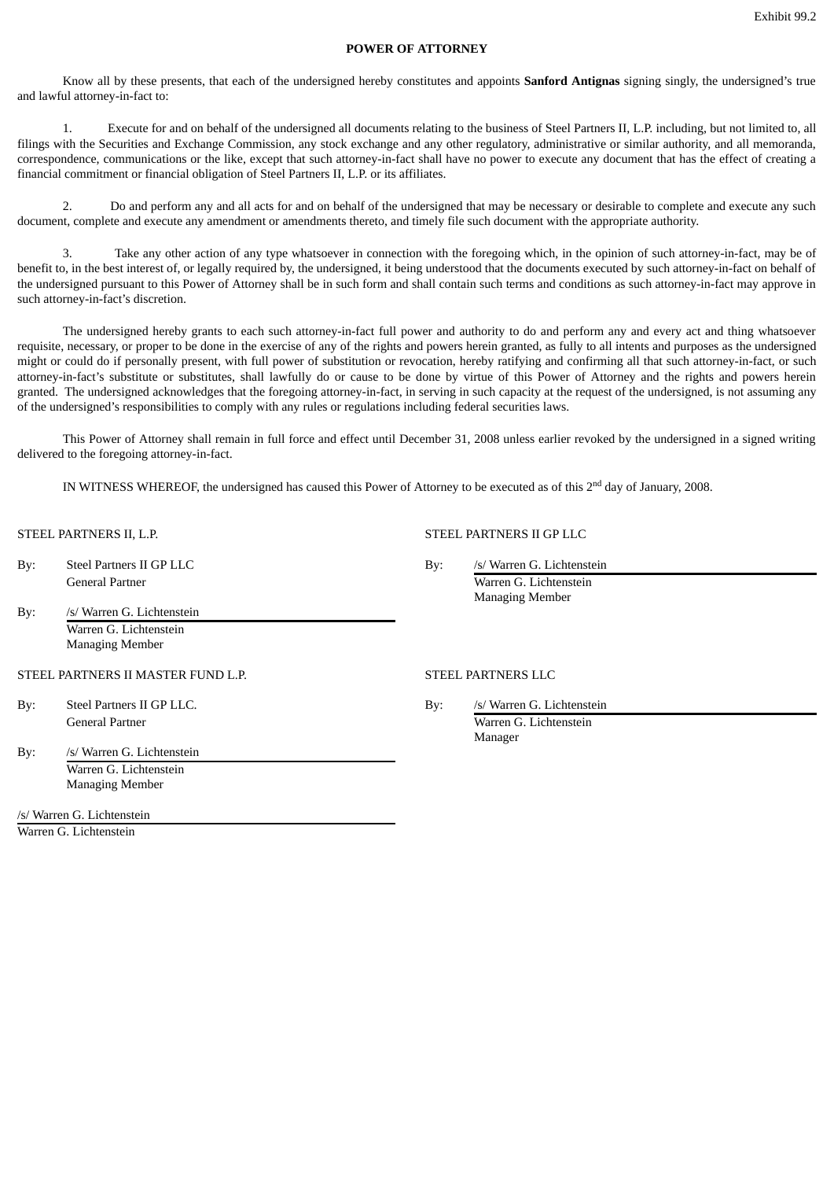Exhibit 99.2

**POWER OF ATTORNEY**

Know all by these presents, that each of the undersigned hereby constitutes and appoints **Sanford Antignas** signing singly, the undersigned's true and lawful attorney-in-fact to:

1. Execute for and on behalf of the undersigned all documents relating to the business of Steel Partners II, L.P. including, but not limited to, all filings with the Securities and Exchange Commission, any stock exchange and any other regulatory, administrative or similar authority, and all memoranda, correspondence, communications or the like, except that such attorney-in-fact shall have no power to execute any document that has the effect of creating a financial commitment or financial obligation of Steel Partners II, L.P. or its affiliates.

2. Do and perform any and all acts for and on behalf of the undersigned that may be necessary or desirable to complete and execute any such document, complete and execute any amendment or amendments thereto, and timely file such document with the appropriate authority.

3. Take any other action of any type whatsoever in connection with the foregoing which, in the opinion of such attorney-in-fact, may be of benefit to, in the best interest of, or legally required by, the undersigned, it being understood that the documents executed by such attorney-in-fact on behalf of the undersigned pursuant to this Power of Attorney shall be in such form and shall contain such terms and conditions as such attorney-in-fact may approve in such attorney-in-fact's discretion.

The undersigned hereby grants to each such attorney-in-fact full power and authority to do and perform any and every act and thing whatsoever requisite, necessary, or proper to be done in the exercise of any of the rights and powers herein granted, as fully to all intents and purposes as the undersigned might or could do if personally present, with full power of substitution or revocation, hereby ratifying and confirming all that such attorney-in-fact, or such attorney-in-fact's substitute or substitutes, shall lawfully do or cause to be done by virtue of this Power of Attorney and the rights and powers herein granted. The undersigned acknowledges that the foregoing attorney-in-fact, in serving in such capacity at the request of the undersigned, is not assuming any of the undersigned's responsibilities to comply with any rules or regulations including federal securities laws.

This Power of Attorney shall remain in full force and effect until December 31, 2008 unless earlier revoked by the undersigned in a signed writing delivered to the foregoing attorney-in-fact.

IN WITNESS WHEREOF, the undersigned has caused this Power of Attorney to be executed as of this 2nd day of January, 2008.

STEEL PARTNERS II, L.P.

By: Steel Partners II GP LLC
General Partner

By: /s/ Warren G. Lichtenstein
Warren G. Lichtenstein
Managing Member

STEEL PARTNERS II GP LLC

By: /s/ Warren G. Lichtenstein
Warren G. Lichtenstein
Managing Member

STEEL PARTNERS II MASTER FUND L.P.

By: Steel Partners II GP LLC.
General Partner

By: /s/ Warren G. Lichtenstein
Warren G. Lichtenstein
Managing Member

STEEL PARTNERS LLC

By: /s/ Warren G. Lichtenstein
Warren G. Lichtenstein
Manager

/s/ Warren G. Lichtenstein
Warren G. Lichtenstein